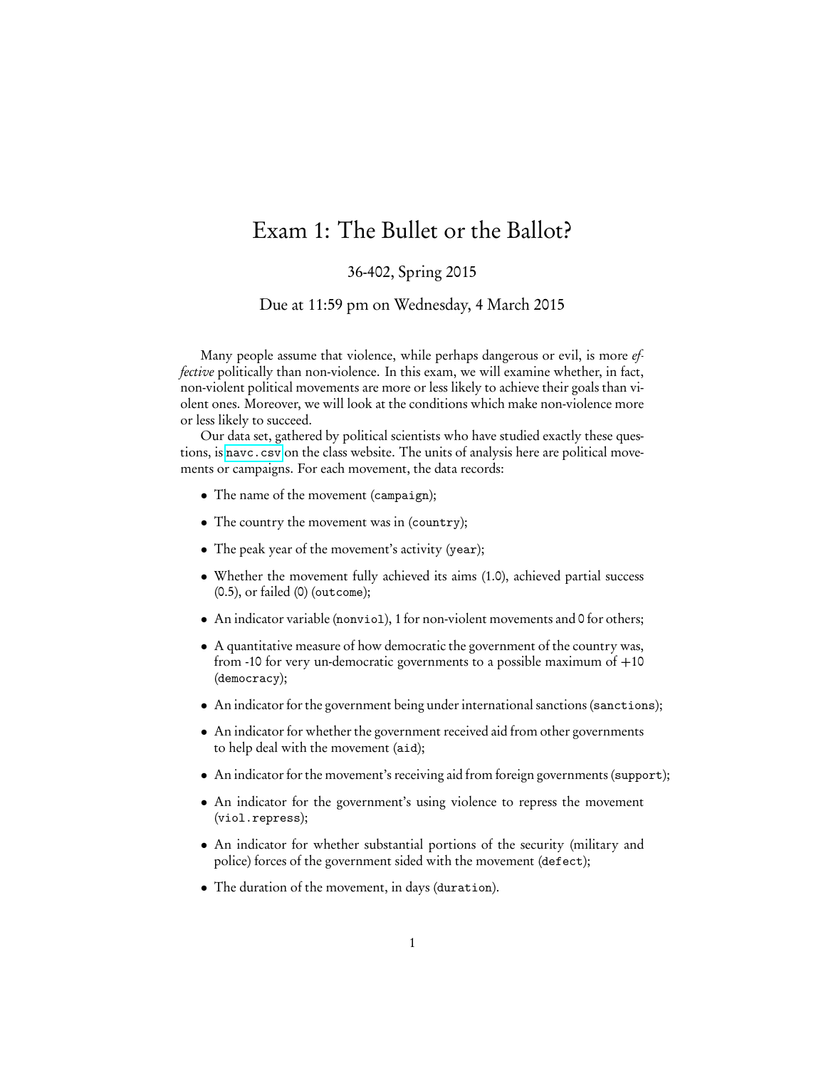# Exam 1: The Bullet or the Ballot?

36-402, Spring 2015

Due at 11:59 pm on Wednesday, 4 March 2015

Many people assume that violence, while perhaps dangerous or evil, is more *effective* politically than non-violence. In this exam, we will examine whether, in fact, non-violent political movements are more or less likely to achieve their goals than violent ones. Moreover, we will look at the conditions which make non-violence more or less likely to succeed.

Our data set, gathered by political scientists who have studied exactly these questions, is `navc.csv` on the class website. The units of analysis here are political movements or campaigns. For each movement, the data records:

- The name of the movement (`campaign`);
- The country the movement was in (`country`);
- The peak year of the movement's activity (`year`);
- Whether the movement fully achieved its aims (1.0), achieved partial success (0.5), or failed (0) (`outcome`);
- An indicator variable (`nonviol`), 1 for non-violent movements and 0 for others;
- A quantitative measure of how democratic the government of the country was, from -10 for very un-democratic governments to a possible maximum of +10 (`democracy`);
- An indicator for the government being under international sanctions (`sanctions`);
- An indicator for whether the government received aid from other governments to help deal with the movement (`aid`);
- An indicator for the movement's receiving aid from foreign governments (`support`);
- An indicator for the government's using violence to repress the movement (`viol.repress`);
- An indicator for whether substantial portions of the security (military and police) forces of the government sided with the movement (`defect`);
- The duration of the movement, in days (`duration`).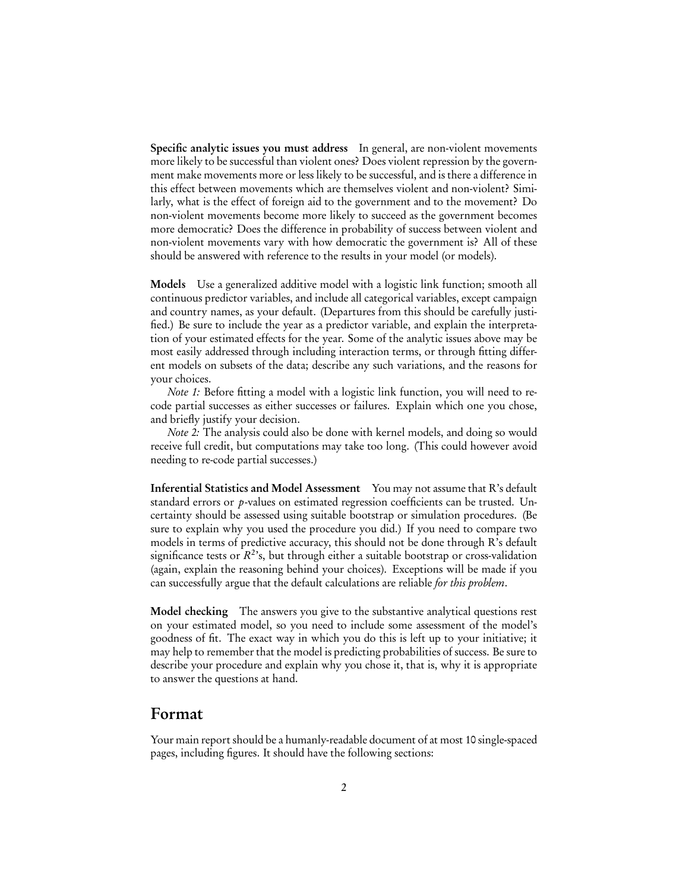**Specific analytic issues you must address** In general, are non-violent movements more likely to be successful than violent ones? Does violent repression by the government make movements more or less likely to be successful, and is there a difference in this effect between movements which are themselves violent and non-violent? Similarly, what is the effect of foreign aid to the government and to the movement? Do non-violent movements become more likely to succeed as the government becomes more democratic? Does the difference in probability of success between violent and non-violent movements vary with how democratic the government is? All of these should be answered with reference to the results in your model (or models).

**Models** Use a generalized additive model with a logistic link function; smooth all continuous predictor variables, and include all categorical variables, except campaign and country names, as your default. (Departures from this should be carefully justified.) Be sure to include the year as a predictor variable, and explain the interpretation of your estimated effects for the year. Some of the analytic issues above may be most easily addressed through including interaction terms, or through fitting different models on subsets of the data; describe any such variations, and the reasons for your choices.

*Note 1:* Before fitting a model with a logistic link function, you will need to recode partial successes as either successes or failures. Explain which one you chose, and briefly justify your decision.

*Note 2:* The analysis could also be done with kernel models, and doing so would receive full credit, but computations may take too long. (This could however avoid needing to re-code partial successes.)

**Inferential Statistics and Model Assessment** You may not assume that R's default standard errors or $p$-values on estimated regression coefficients can be trusted. Uncertainty should be assessed using suitable bootstrap or simulation procedures. (Be sure to explain why you used the procedure you did.) If you need to compare two models in terms of predictive accuracy, this should not be done through R's default significance tests or $R^2$'s, but through either a suitable bootstrap or cross-validation (again, explain the reasoning behind your choices). Exceptions will be made if you can successfully argue that the default calculations are reliable *for this problem*.

**Model checking** The answers you give to the substantive analytical questions rest on your estimated model, so you need to include some assessment of the model's goodness of fit. The exact way in which you do this is left up to your initiative; it may help to remember that the model is predicting probabilities of success. Be sure to describe your procedure and explain why you chose it, that is, why it is appropriate to answer the questions at hand.

## Format

Your main report should be a humanly-readable document of at most 10 single-spaced pages, including figures. It should have the following sections: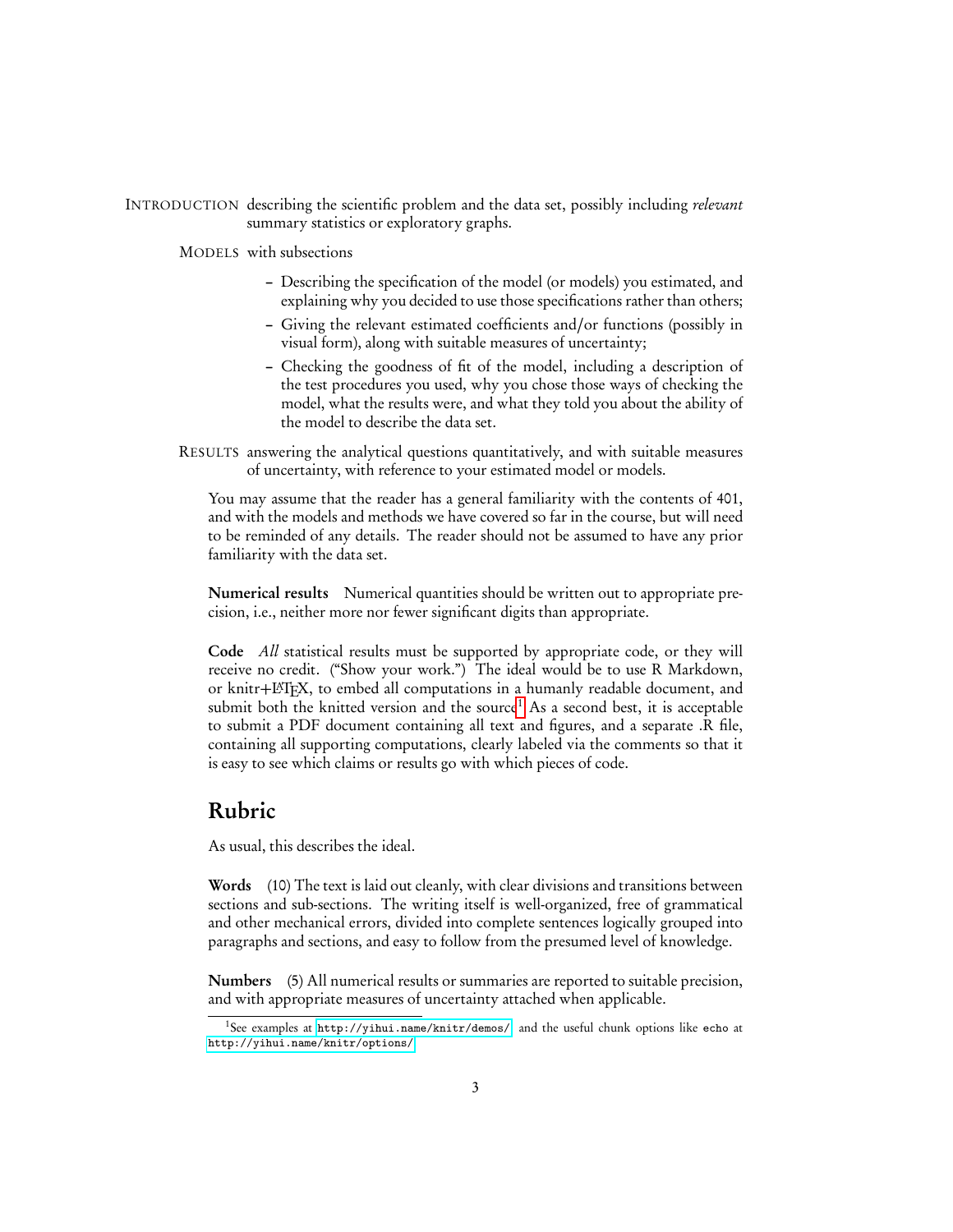INTRODUCTION describing the scientific problem and the data set, possibly including *relevant* summary statistics or exploratory graphs.

MODELS with subsections

- Describing the specification of the model (or models) you estimated, and explaining why you decided to use those specifications rather than others;
- Giving the relevant estimated coefficients and/or functions (possibly in visual form), along with suitable measures of uncertainty;
- Checking the goodness of fit of the model, including a description of the test procedures you used, why you chose those ways of checking the model, what the results were, and what they told you about the ability of the model to describe the data set.

RESULTS answering the analytical questions quantitatively, and with suitable measures of uncertainty, with reference to your estimated model or models.

You may assume that the reader has a general familiarity with the contents of 401, and with the models and methods we have covered so far in the course, but will need to be reminded of any details. The reader should not be assumed to have any prior familiarity with the data set.

**Numerical results** Numerical quantities should be written out to appropriate precision, i.e., neither more nor fewer significant digits than appropriate.

**Code** *All* statistical results must be supported by appropriate code, or they will receive no credit. ("Show your work.") The ideal would be to use R Markdown, or knitr+LaTeX, to embed all computations in a humanly readable document, and submit both the knitted version and the source[1] As a second best, it is acceptable to submit a PDF document containing all text and figures, and a separate .R file, containing all supporting computations, clearly labeled via the comments so that it is easy to see which claims or results go with which pieces of code.

## Rubric

As usual, this describes the ideal.

**Words** (10) The text is laid out cleanly, with clear divisions and transitions between sections and sub-sections. The writing itself is well-organized, free of grammatical and other mechanical errors, divided into complete sentences logically grouped into paragraphs and sections, and easy to follow from the presumed level of knowledge.

**Numbers** (5) All numerical results or summaries are reported to suitable precision, and with appropriate measures of uncertainty attached when applicable.

[1] See examples at http://yihui.name/knitr/demos/ and the useful chunk options like `echo` at http://yihui.name/knitr/options/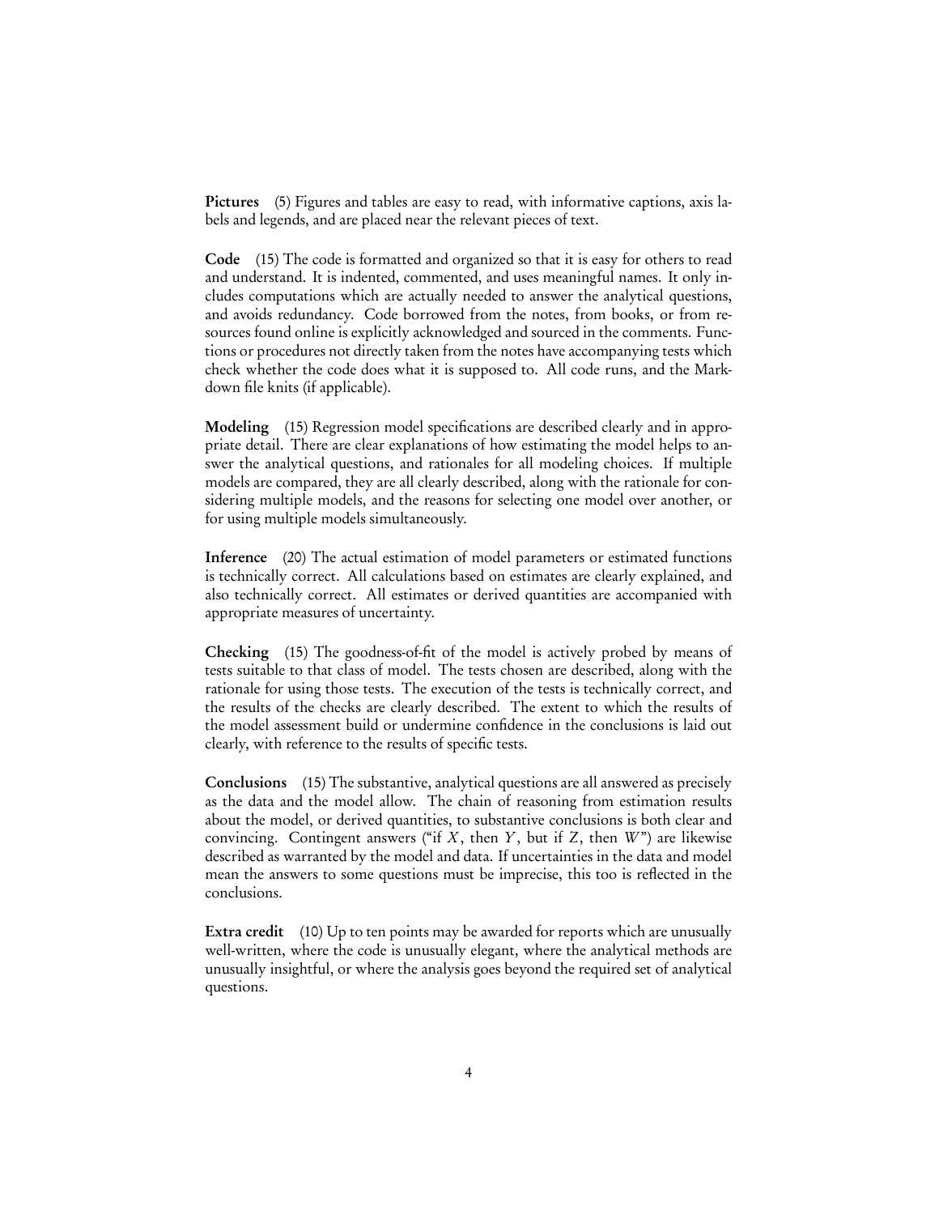**Pictures** (5) Figures and tables are easy to read, with informative captions, axis labels and legends, and are placed near the relevant pieces of text.

**Code** (15) The code is formatted and organized so that it is easy for others to read and understand. It is indented, commented, and uses meaningful names. It only includes computations which are actually needed to answer the analytical questions, and avoids redundancy. Code borrowed from the notes, from books, or from resources found online is explicitly acknowledged and sourced in the comments. Functions or procedures not directly taken from the notes have accompanying tests which check whether the code does what it is supposed to. All code runs, and the Markdown file knits (if applicable).

**Modeling** (15) Regression model specifications are described clearly and in appropriate detail. There are clear explanations of how estimating the model helps to answer the analytical questions, and rationales for all modeling choices. If multiple models are compared, they are all clearly described, along with the rationale for considering multiple models, and the reasons for selecting one model over another, or for using multiple models simultaneously.

**Inference** (20) The actual estimation of model parameters or estimated functions is technically correct. All calculations based on estimates are clearly explained, and also technically correct. All estimates or derived quantities are accompanied with appropriate measures of uncertainty.

**Checking** (15) The goodness-of-fit of the model is actively probed by means of tests suitable to that class of model. The tests chosen are described, along with the rationale for using those tests. The execution of the tests is technically correct, and the results of the checks are clearly described. The extent to which the results of the model assessment build or undermine confidence in the conclusions is laid out clearly, with reference to the results of specific tests.

**Conclusions** (15) The substantive, analytical questions are all answered as precisely as the data and the model allow. The chain of reasoning from estimation results about the model, or derived quantities, to substantive conclusions is both clear and convincing. Contingent answers ("if $X$, then $Y$, but if $Z$, then $W$") are likewise described as warranted by the model and data. If uncertainties in the data and model mean the answers to some questions must be imprecise, this too is reflected in the conclusions.

**Extra credit** (10) Up to ten points may be awarded for reports which are unusually well-written, where the code is unusually elegant, where the analytical methods are unusually insightful, or where the analysis goes beyond the required set of analytical questions.